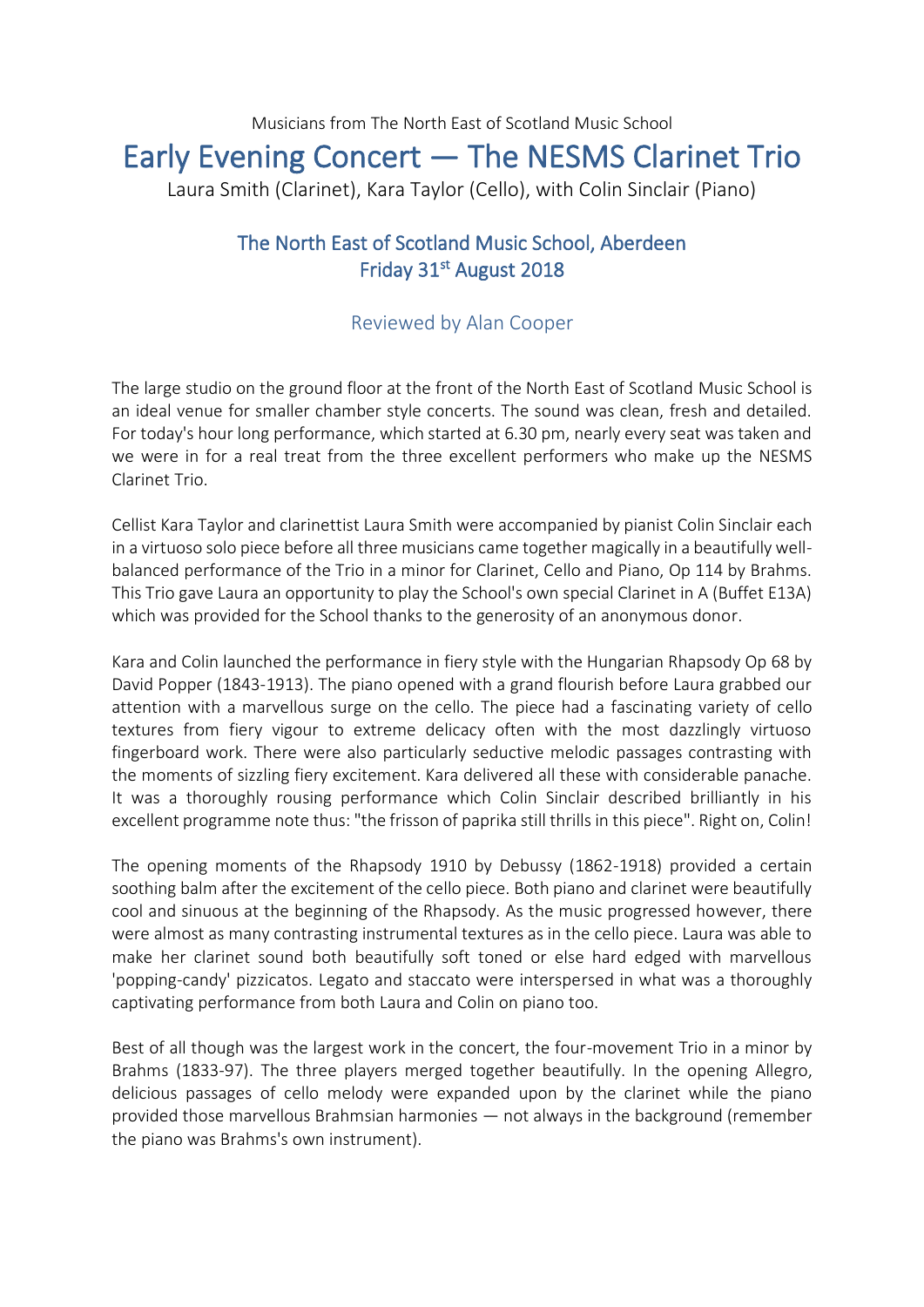Musicians from The North East of Scotland Music School

# Early Evening Concert — The NESMS Clarinet Trio

Laura Smith (Clarinet), Kara Taylor (Cello), with Colin Sinclair (Piano)

## The North East of Scotland Music School, Aberdeen
## Friday 31st August 2018

### Reviewed by Alan Cooper

The large studio on the ground floor at the front of the North East of Scotland Music School is an ideal venue for smaller chamber style concerts. The sound was clean, fresh and detailed. For today's hour long performance, which started at 6.30 pm, nearly every seat was taken and we were in for a real treat from the three excellent performers who make up the NESMS Clarinet Trio.

Cellist Kara Taylor and clarinettist Laura Smith were accompanied by pianist Colin Sinclair each in a virtuoso solo piece before all three musicians came together magically in a beautifully well-balanced performance of the Trio in a minor for Clarinet, Cello and Piano, Op 114 by Brahms. This Trio gave Laura an opportunity to play the School's own special Clarinet in A (Buffet E13A) which was provided for the School thanks to the generosity of an anonymous donor.

Kara and Colin launched the performance in fiery style with the Hungarian Rhapsody Op 68 by David Popper (1843-1913). The piano opened with a grand flourish before Laura grabbed our attention with a marvellous surge on the cello. The piece had a fascinating variety of cello textures from fiery vigour to extreme delicacy often with the most dazzlingly virtuoso fingerboard work. There were also particularly seductive melodic passages contrasting with the moments of sizzling fiery excitement. Kara delivered all these with considerable panache. It was a thoroughly rousing performance which Colin Sinclair described brilliantly in his excellent programme note thus: "the frisson of paprika still thrills in this piece". Right on, Colin!

The opening moments of the Rhapsody 1910 by Debussy (1862-1918) provided a certain soothing balm after the excitement of the cello piece. Both piano and clarinet were beautifully cool and sinuous at the beginning of the Rhapsody. As the music progressed however, there were almost as many contrasting instrumental textures as in the cello piece. Laura was able to make her clarinet sound both beautifully soft toned or else hard edged with marvellous 'popping-candy' pizzicatos. Legato and staccato were interspersed in what was a thoroughly captivating performance from both Laura and Colin on piano too.

Best of all though was the largest work in the concert, the four-movement Trio in a minor by Brahms (1833-97). The three players merged together beautifully. In the opening Allegro, delicious passages of cello melody were expanded upon by the clarinet while the piano provided those marvellous Brahmsian harmonies — not always in the background (remember the piano was Brahms's own instrument).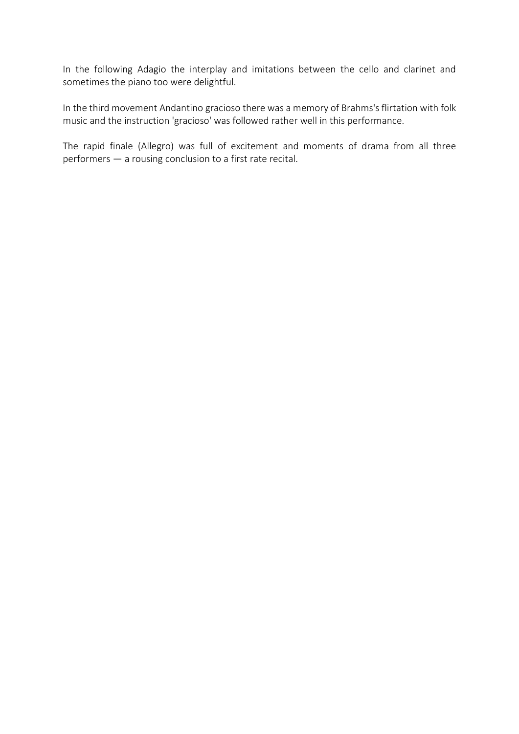In the following Adagio the interplay and imitations between the cello and clarinet and sometimes the piano too were delightful.

In the third movement Andantino gracioso there was a memory of Brahms's flirtation with folk music and the instruction 'gracioso' was followed rather well in this performance.

The rapid finale (Allegro) was full of excitement and moments of drama from all three performers — a rousing conclusion to a first rate recital.